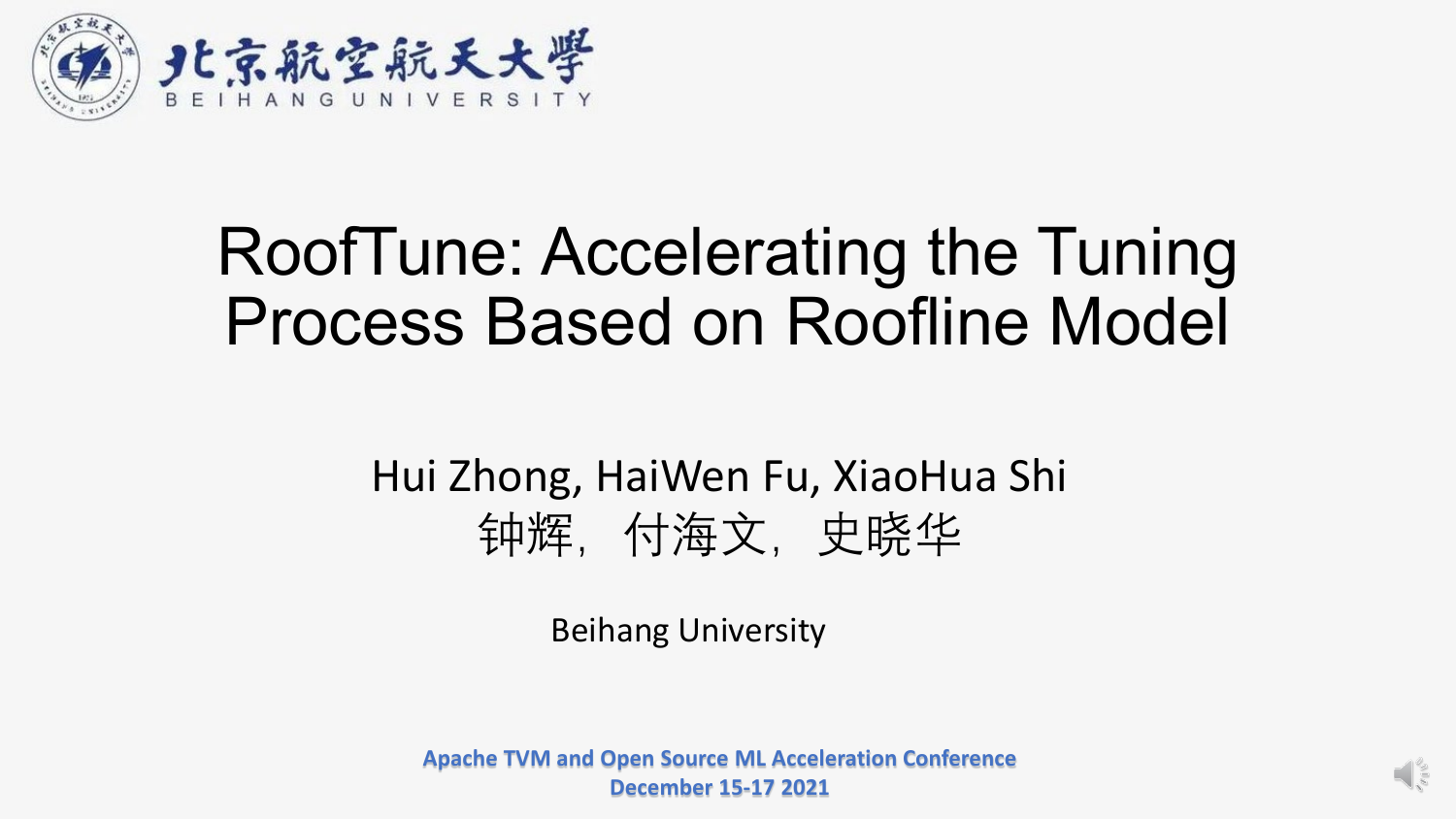北京航空航天大學

BEIHANG UNIVERSITY

# RoofTune: Accelerating the Tuning Process Based on Roofline Model

Hui Zhong, HaiWen Fu, XiaoHua Shi

钟辉，付海文，史晓华

Beihang University

**Apache TVM and Open Source ML Acceleration Conference**

**December 15-17 2021**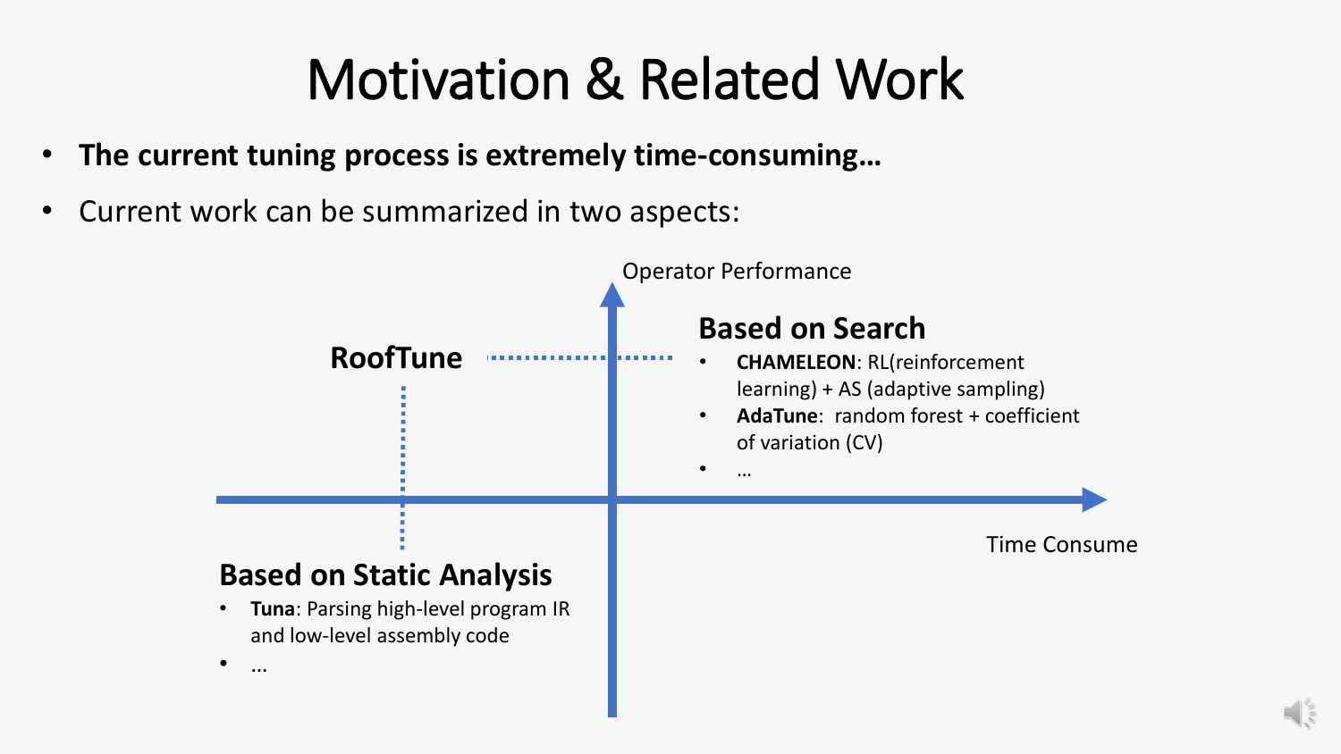# Motivation & Related Work

- **The current tuning process is extremely time-consuming…**
- Current work can be summarized in two aspects:

Operator Performance

Time Consume

**RoofTune**

### Based on Search

- **CHAMELEON**: RL(reinforcement learning) + AS (adaptive sampling)
- **AdaTune**: random forest + coefficient of variation (CV)
- …

### Based on Static Analysis

- **Tuna**: Parsing high-level program IR and low-level assembly code
- …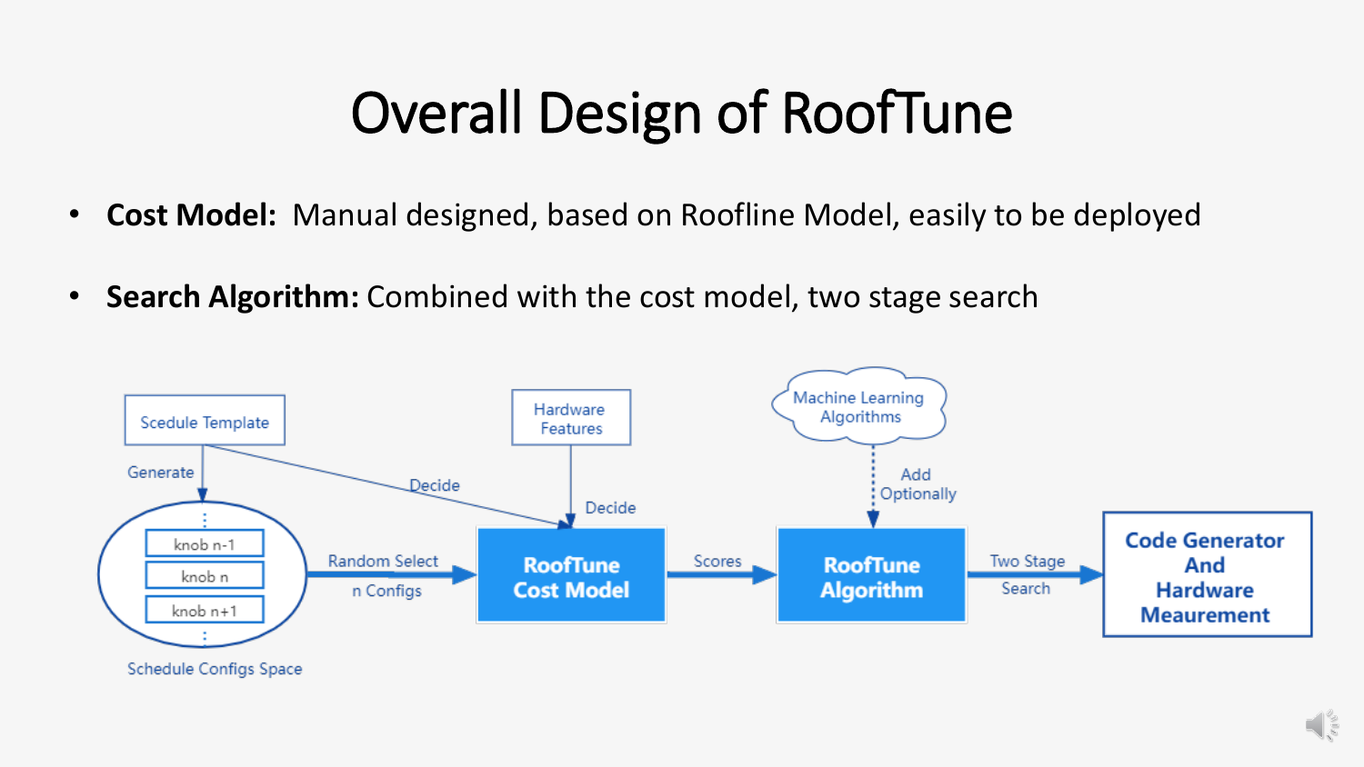# Overall Design of RoofTune

- **Cost Model:** Manual designed, based on Roofline Model, easily to be deployed
- **Search Algorithm:** Combined with the cost model, two stage search

Scedule Template

Generate

Decide

Hardware Features

Decide

Machine Learning Algorithms

Add Optionally

knob n-1

knob n

knob n+1

Schedule Configs Space

Random Select n Configs

RoofTune Cost Model

Scores

RoofTune Algorithm

Two Stage Search

Code Generator And Hardware Meaurement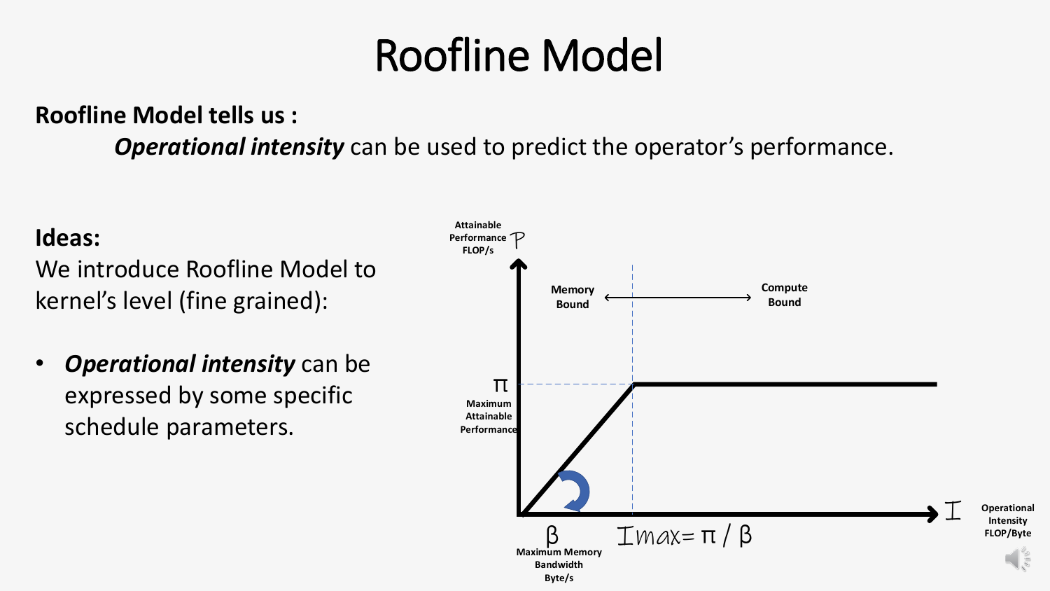# Roofline Model

**Roofline Model tells us :**

***Operational intensity*** can be used to predict the operator's performance.

**Ideas:**

We introduce Roofline Model to kernel's level (fine grained):

- ***Operational intensity*** can be expressed by some specific schedule parameters.

Attainable Performance FLOP/s $P$

Memory Bound ⟷ Compute Bound

$\pi$ Maximum Attainable Performance

$\beta$ Maximum Memory Bandwidth Byte/s

$I_{max} = \pi / \beta$

$I$ Operational Intensity FLOP/Byte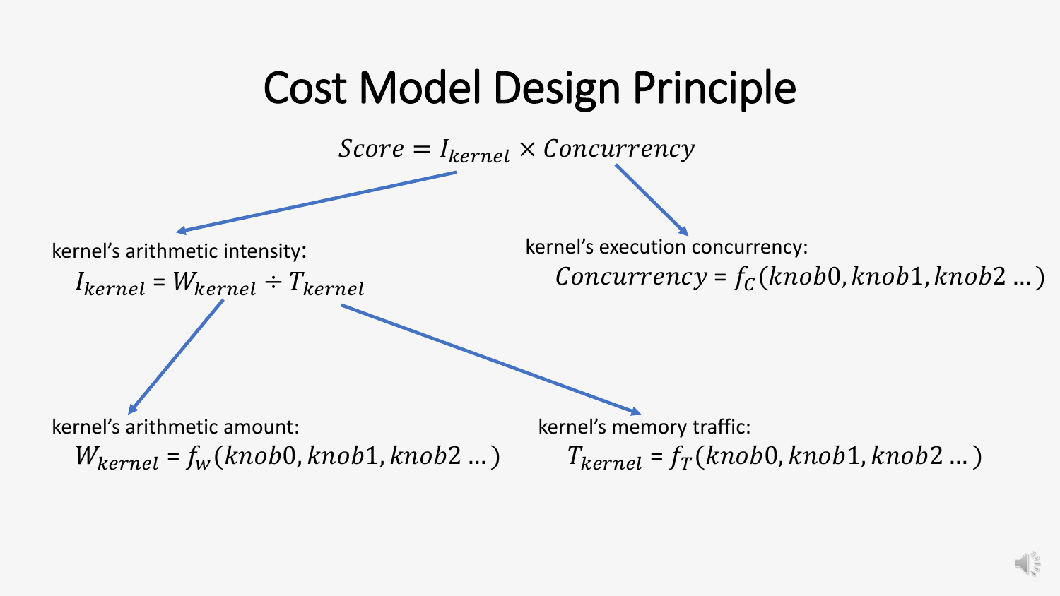# Cost Model Design Principle

$$Score = I_{kernel} \times Concurrency$$

kernel's arithmetic intensity:

$$I_{kernel} = W_{kernel} \div T_{kernel}$$

kernel's execution concurrency:

$$Concurrency = f_C(knob0, knob1, knob2 \ldots)$$

kernel's arithmetic amount:

$$W_{kernel} = f_W(knob0, knob1, knob2 \ldots)$$

kernel's memory traffic:

$$T_{kernel} = f_T(knob0, knob1, knob2 \ldots)$$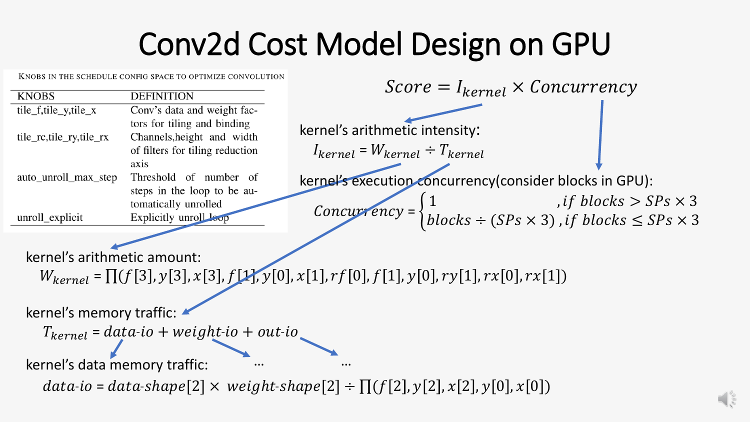# Conv2d Cost Model Design on GPU

KNOBS IN THE SCHEDULE CONFIG SPACE TO OPTIMIZE CONVOLUTION

| KNOBS | DEFINITION |
|---|---|
| tile_f,tile_y,tile_x | Conv's data and weight factors for tiling and binding |
| tile_rc,tile_ry,tile_rx | Channels,height and width of filters for tiling reduction axis |
| auto_unroll_max_step | Threshold of number of steps in the loop to be automatically unrolled |
| unroll_explicit | Explicitly unroll loop |

$$Score = I_{kernel} \times Concurrency$$

kernel's arithmetic intensity:

$$I_{kernel} = W_{kernel} \div T_{kernel}$$

kernel's execution concurrency(consider blocks in GPU):

$$Concurrency = \begin{cases} 1 & , if\ blocks > SPs \times 3 \\ blocks \div (SPs \times 3) & , if\ blocks \leq SPs \times 3 \end{cases}$$

kernel's arithmetic amount:

$$W_{kernel} = \prod(f[3], y[3], x[3], f[1], y[0], x[1], rf[0], f[1], y[0], ry[1], rx[0], rx[1])$$

kernel's memory traffic:

$$T_{kernel} = data\text{-}io + weight\text{-}io + out\text{-}io$$

kernel's data memory traffic: ... ...

$$data\text{-}io = data\text{-}shape[2] \times weight\text{-}shape[2] \div \prod(f[2], y[2], x[2], y[0], x[0])$$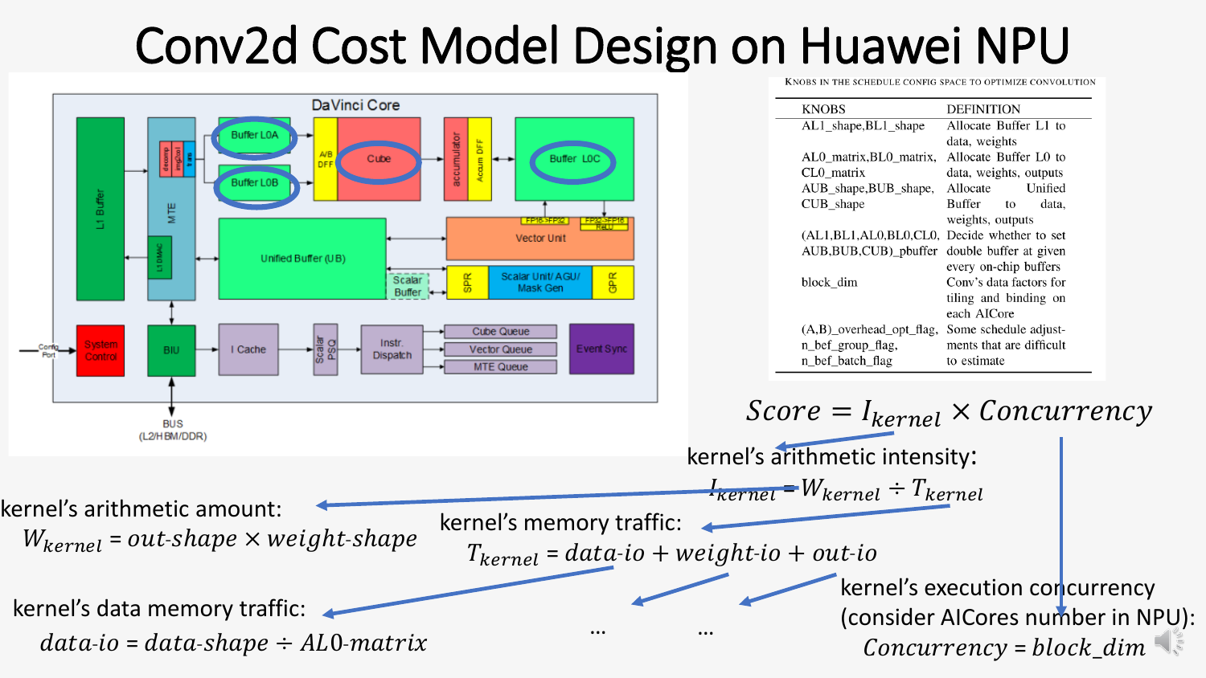# Conv2d Cost Model Design on Huawei NPU

KNOBS IN THE SCHEDULE CONFIG SPACE TO OPTIMIZE CONVOLUTION

| KNOBS | DEFINITION |
|---|---|
| AL1_shape,BL1_shape | Allocate Buffer L1 to data, weights |
| AL0_matrix,BL0_matrix, CL0_matrix | Allocate Buffer L0 to data, weights, outputs |
| AUB_shape,BUB_shape, CUB_shape | Allocate Unified Buffer to data, weights, outputs |
| (AL1,BL1,AL0,BL0,CL0, AUB,BUB,CUB)_pbuffer | Decide whether to set double buffer at given every on-chip buffers |
| block_dim | Conv's data factors for tiling and binding on each AICore |
| (A,B)_overhead_opt_flag, n_bef_group_flag, n_bef_batch_flag | Some schedule adjustments that are difficult to estimate |

$$Score = I_{kernel} \times Concurrency$$

kernel's arithmetic intensity:

$$I_{kernel} = W_{kernel} \div T_{kernel}$$

kernel's arithmetic amount:

$$W_{kernel} = out\text{-}shape \times weight\text{-}shape$$

kernel's memory traffic:

$$T_{kernel} = data\text{-}io + weight\text{-}io + out\text{-}io$$

kernel's data memory traffic:

$$data\text{-}io = data\text{-}shape \div AL0\text{-}matrix$$

... ...

kernel's execution concurrency (consider AICores number in NPU):

$$Concurrency = block\_dim$$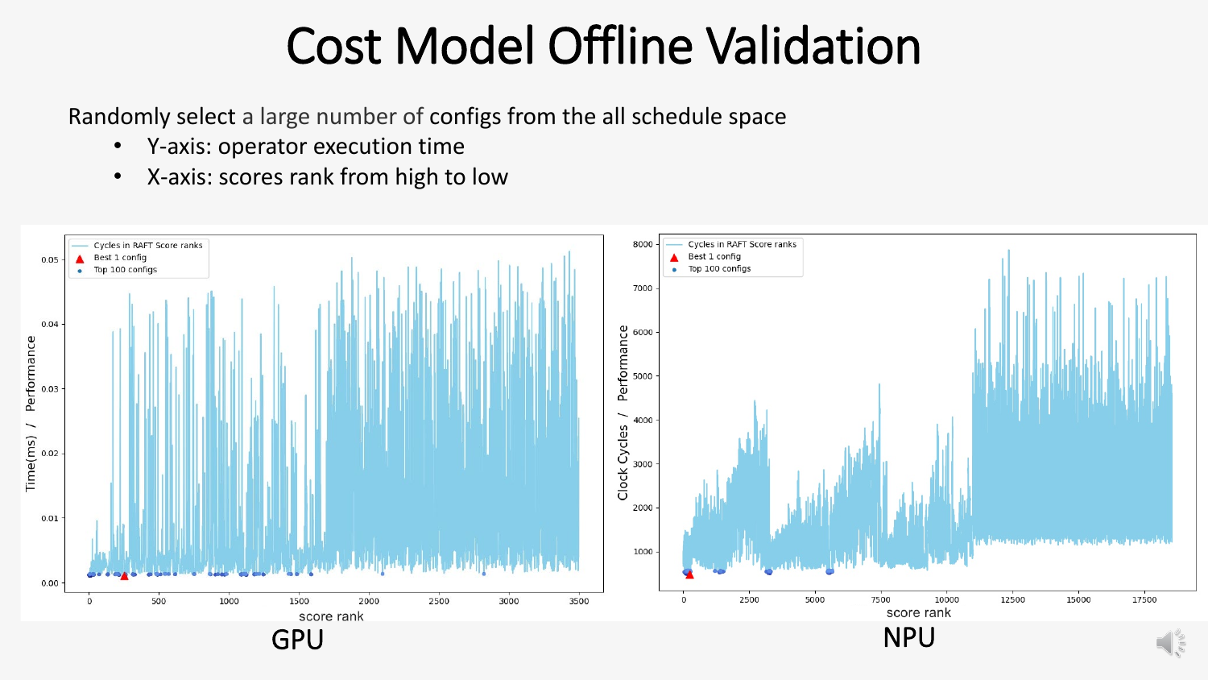# Cost Model Offline Validation

Randomly select a large number of configs from the all schedule space

- Y-axis: operator execution time
- X-axis: scores rank from high to low

GPU

NPU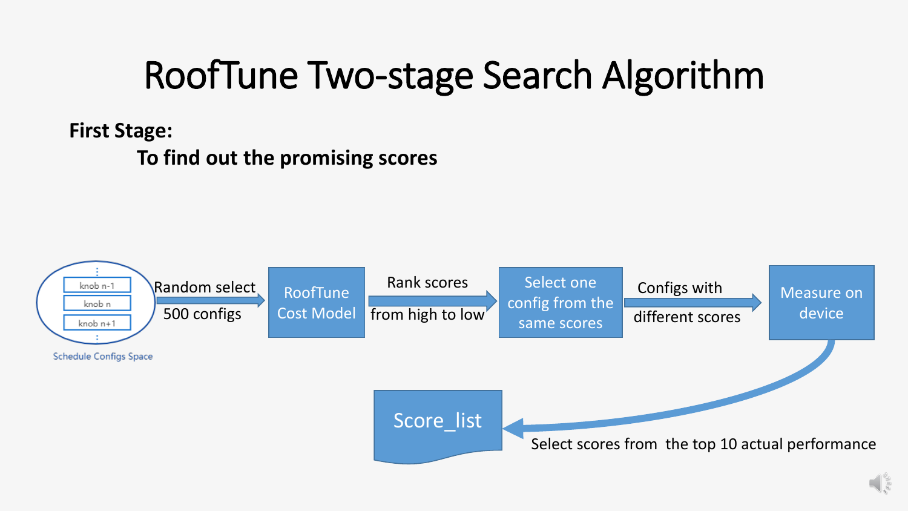# RoofTune Two-stage Search Algorithm

**First Stage:**

**To find out the promising scores**

- knob n-1
- knob n
- knob n+1

Schedule Configs Space

Random select 500 configs

RoofTune Cost Model

Rank scores from high to low

Select one config from the same scores

Configs with different scores

Measure on device

Select scores from the top 10 actual performance

Score_list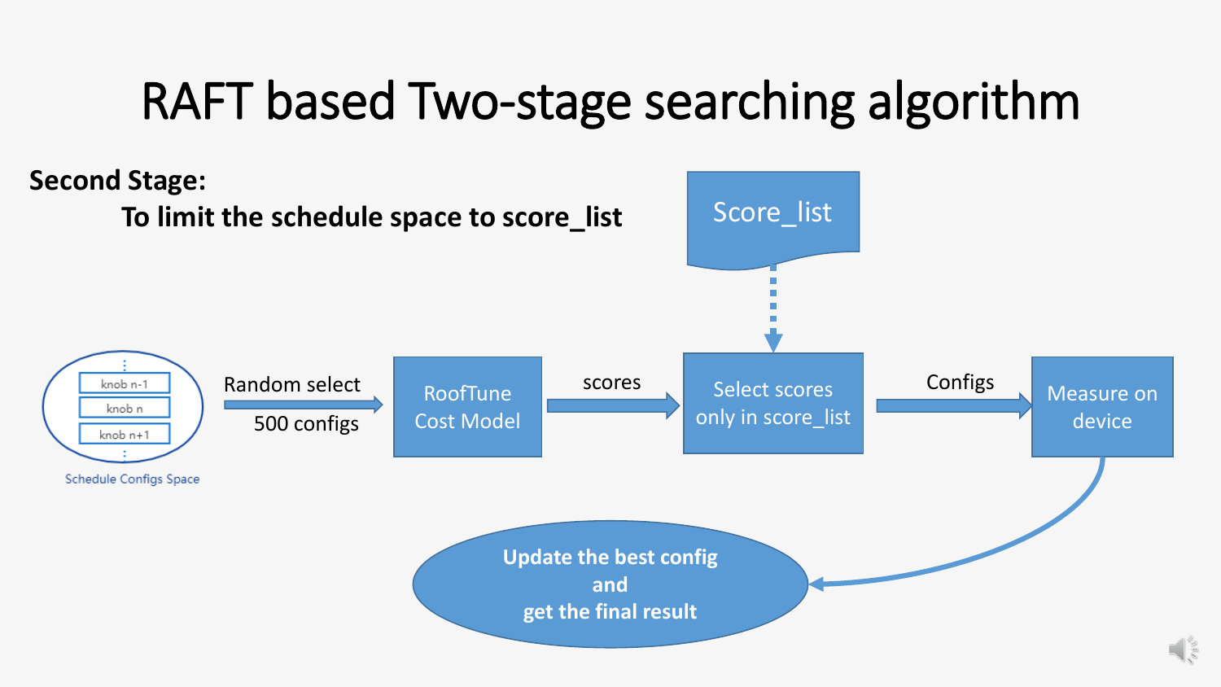# RAFT based Two-stage searching algorithm

**Second Stage:**

**To limit the schedule space to score_list**

Score_list

knob n-1

knob n

knob n+1

Schedule Configs Space

Random select

500 configs

RoofTune Cost Model

scores

Select scores only in score_list

Configs

Measure on device

**Update the best config and get the final result**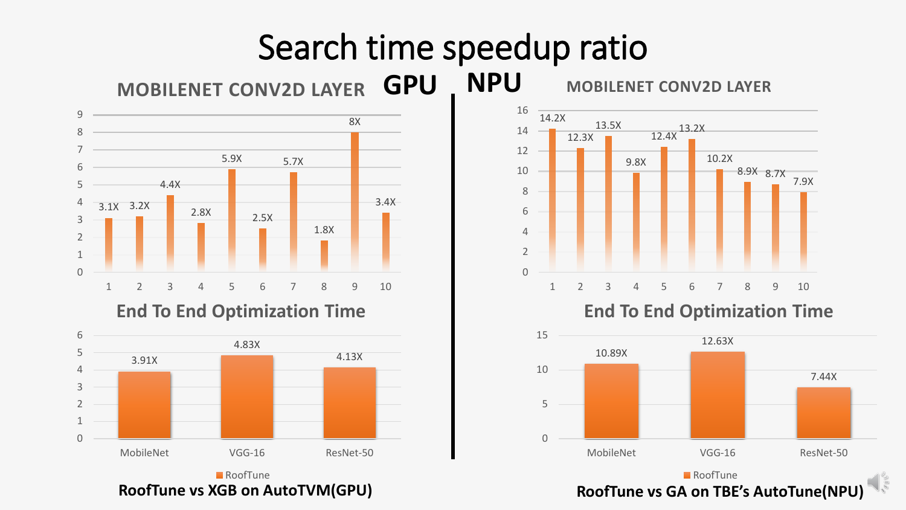# Search time speedup ratio

## GPU

### MOBILENET CONV2D LAYER

| Layer | 1 | 2 | 3 | 4 | 5 | 6 | 7 | 8 | 9 | 10 |
|---|---|---|---|---|---|---|---|---|---|---|
| Speedup | 3.1X | 3.2X | 4.4X | 2.8X | 5.9X | 2.5X | 5.7X | 1.8X | 8X | 3.4X |

### End To End Optimization Time

| | MobileNet | VGG-16 | ResNet-50 |
|---|---|---|---|
| RoofTune | 3.91X | 4.83X | 4.13X |

**RoofTune vs XGB on AutoTVM(GPU)**

## NPU

### MOBILENET CONV2D LAYER

| Layer | 1 | 2 | 3 | 4 | 5 | 6 | 7 | 8 | 9 | 10 |
|---|---|---|---|---|---|---|---|---|---|---|
| Speedup | 14.2X | 12.3X | 13.5X | 9.8X | 12.4X | 13.2X | 10.2X | 8.9X | 8.7X | 7.9X |

### End To End Optimization Time

| | MobileNet | VGG-16 | ResNet-50 |
|---|---|---|---|
| RoofTune | 10.89X | 12.63X | 7.44X |

**RoofTune vs GA on TBE's AutoTune(NPU)**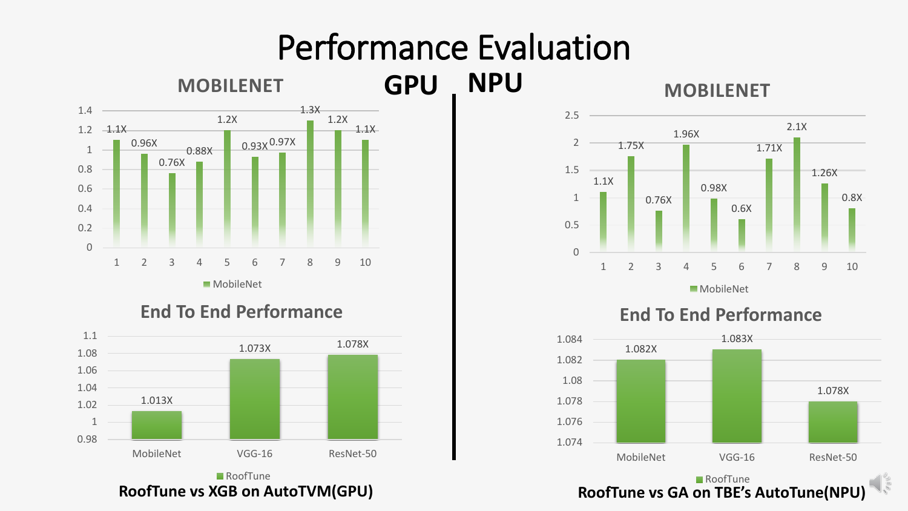# Performance Evaluation

## GPU

### MOBILENET

| Layer | 1 | 2 | 3 | 4 | 5 | 6 | 7 | 8 | 9 | 10 |
|---|---|---|---|---|---|---|---|---|---|---|
| MobileNet | 1.1X | 0.96X | 0.76X | 0.88X | 1.2X | 0.93X | 0.97X | 1.3X | 1.2X | 1.1X |

### End To End Performance

| | MobileNet | VGG-16 | ResNet-50 |
|---|---|---|---|
| RoofTune | 1.013X | 1.073X | 1.078X |

**RoofTune vs XGB on AutoTVM(GPU)**

## NPU

### MOBILENET

| Layer | 1 | 2 | 3 | 4 | 5 | 6 | 7 | 8 | 9 | 10 |
|---|---|---|---|---|---|---|---|---|---|---|
| MobileNet | 1.1X | 1.75X | 0.76X | 1.96X | 0.98X | 0.6X | 1.71X | 2.1X | 1.26X | 0.8X |

### End To End Performance

| | MobileNet | VGG-16 | ResNet-50 |
|---|---|---|---|
| RoofTune | 1.082X | 1.083X | 1.078X |

**RoofTune vs GA on TBE's AutoTune(NPU)**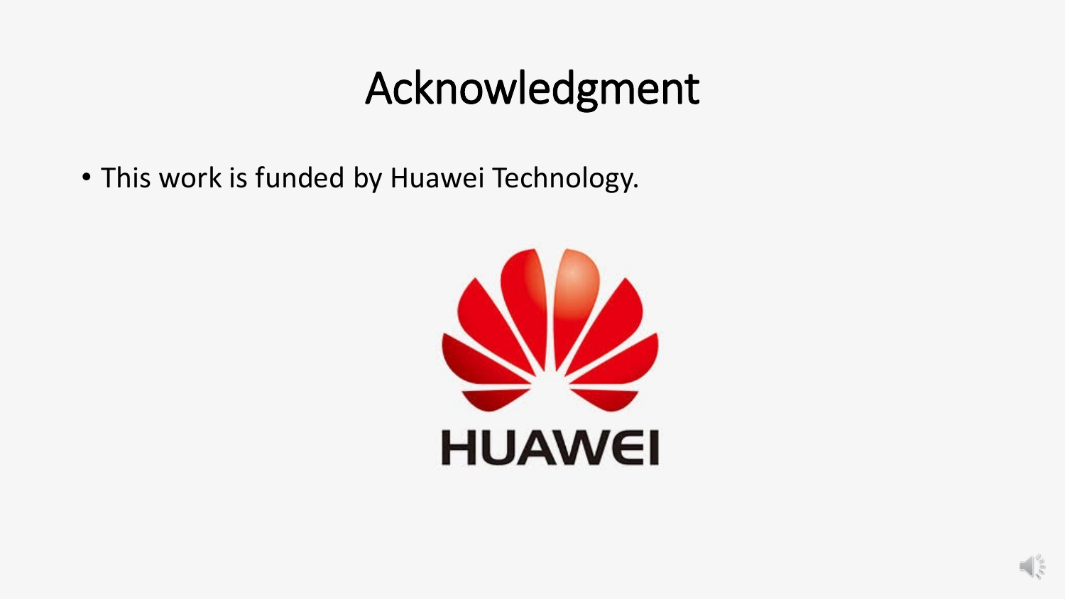# Acknowledgment

- This work is funded by Huawei Technology.

HUAWEI